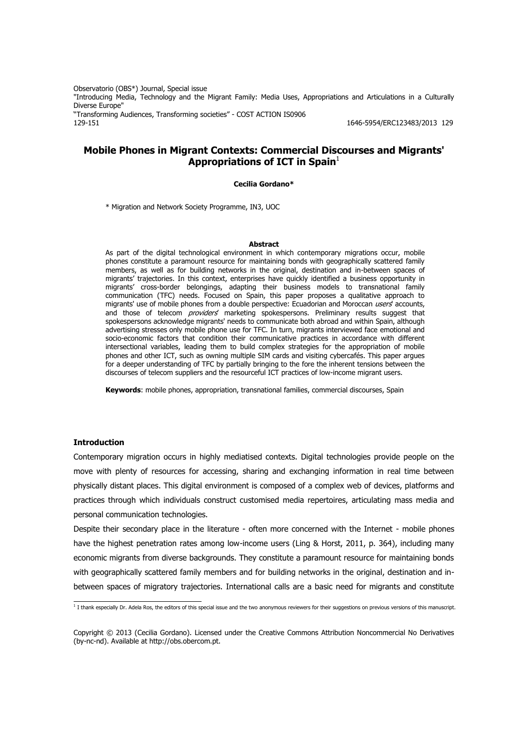# Mobile Phones in Migrant Contexts: Commercial Discourses and Migrants' Appropriations of ICT in Spain[1]

**Cecilia Gordano***

\* Migration and Network Society Programme, IN3, UOC

**Abstract**

As part of the digital technological environment in which contemporary migrations occur, mobile phones constitute a paramount resource for maintaining bonds with geographically scattered family members, as well as for building networks in the original, destination and in-between spaces of migrants' trajectories. In this context, enterprises have quickly identified a business opportunity in migrants' cross-border belongings, adapting their business models to transnational family communication (TFC) needs. Focused on Spain, this paper proposes a qualitative approach to migrants' use of mobile phones from a double perspective: Ecuadorian and Moroccan *users*' accounts, and those of telecom *providers*' marketing spokespersons. Preliminary results suggest that spokespersons acknowledge migrants' needs to communicate both abroad and within Spain, although advertising stresses only mobile phone use for TFC. In turn, migrants interviewed face emotional and socio-economic factors that condition their communicative practices in accordance with different intersectional variables, leading them to build complex strategies for the appropriation of mobile phones and other ICT, such as owning multiple SIM cards and visiting cybercafés. This paper argues for a deeper understanding of TFC by partially bringing to the fore the inherent tensions between the discourses of telecom suppliers and the resourceful ICT practices of low-income migrant users.

**Keywords**: mobile phones, appropriation, transnational families, commercial discourses, Spain

## Introduction

Contemporary migration occurs in highly mediatised contexts. Digital technologies provide people on the move with plenty of resources for accessing, sharing and exchanging information in real time between physically distant places. This digital environment is composed of a complex web of devices, platforms and practices through which individuals construct customised media repertoires, articulating mass media and personal communication technologies.

Despite their secondary place in the literature - often more concerned with the Internet - mobile phones have the highest penetration rates among low-income users (Ling & Horst, 2011, p. 364), including many economic migrants from diverse backgrounds. They constitute a paramount resource for maintaining bonds with geographically scattered family members and for building networks in the original, destination and in-between spaces of migratory trajectories. International calls are a basic need for migrants and constitute

[1] I thank especially Dr. Adela Ros, the editors of this special issue and the two anonymous reviewers for their suggestions on previous versions of this manuscript.

Copyright © 2013 (Cecilia Gordano). Licensed under the Creative Commons Attribution Noncommercial No Derivatives (by-nc-nd). Available at http://obs.obercom.pt.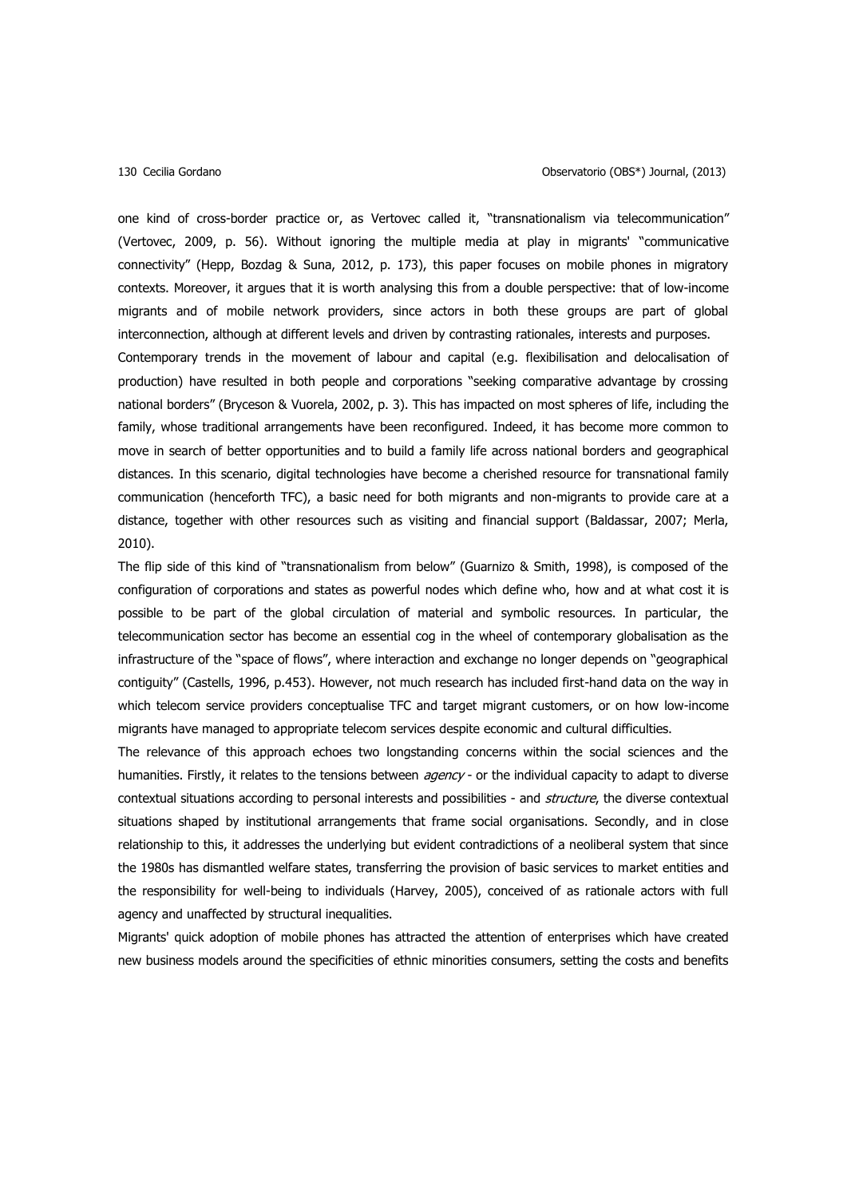one kind of cross-border practice or, as Vertovec called it, "transnationalism via telecommunication" (Vertovec, 2009, p. 56). Without ignoring the multiple media at play in migrants' "communicative connectivity" (Hepp, Bozdag & Suna, 2012, p. 173), this paper focuses on mobile phones in migratory contexts. Moreover, it argues that it is worth analysing this from a double perspective: that of low-income migrants and of mobile network providers, since actors in both these groups are part of global interconnection, although at different levels and driven by contrasting rationales, interests and purposes.

Contemporary trends in the movement of labour and capital (e.g. flexibilisation and delocalisation of production) have resulted in both people and corporations "seeking comparative advantage by crossing national borders" (Bryceson & Vuorela, 2002, p. 3). This has impacted on most spheres of life, including the family, whose traditional arrangements have been reconfigured. Indeed, it has become more common to move in search of better opportunities and to build a family life across national borders and geographical distances. In this scenario, digital technologies have become a cherished resource for transnational family communication (henceforth TFC), a basic need for both migrants and non-migrants to provide care at a distance, together with other resources such as visiting and financial support (Baldassar, 2007; Merla, 2010).

The flip side of this kind of "transnationalism from below" (Guarnizo & Smith, 1998), is composed of the configuration of corporations and states as powerful nodes which define who, how and at what cost it is possible to be part of the global circulation of material and symbolic resources. In particular, the telecommunication sector has become an essential cog in the wheel of contemporary globalisation as the infrastructure of the "space of flows", where interaction and exchange no longer depends on "geographical contiguity" (Castells, 1996, p.453). However, not much research has included first-hand data on the way in which telecom service providers conceptualise TFC and target migrant customers, or on how low-income migrants have managed to appropriate telecom services despite economic and cultural difficulties.

The relevance of this approach echoes two longstanding concerns within the social sciences and the humanities. Firstly, it relates to the tensions between *agency* - or the individual capacity to adapt to diverse contextual situations according to personal interests and possibilities - and *structure*, the diverse contextual situations shaped by institutional arrangements that frame social organisations. Secondly, and in close relationship to this, it addresses the underlying but evident contradictions of a neoliberal system that since the 1980s has dismantled welfare states, transferring the provision of basic services to market entities and the responsibility for well-being to individuals (Harvey, 2005), conceived of as rationale actors with full agency and unaffected by structural inequalities.

Migrants' quick adoption of mobile phones has attracted the attention of enterprises which have created new business models around the specificities of ethnic minorities consumers, setting the costs and benefits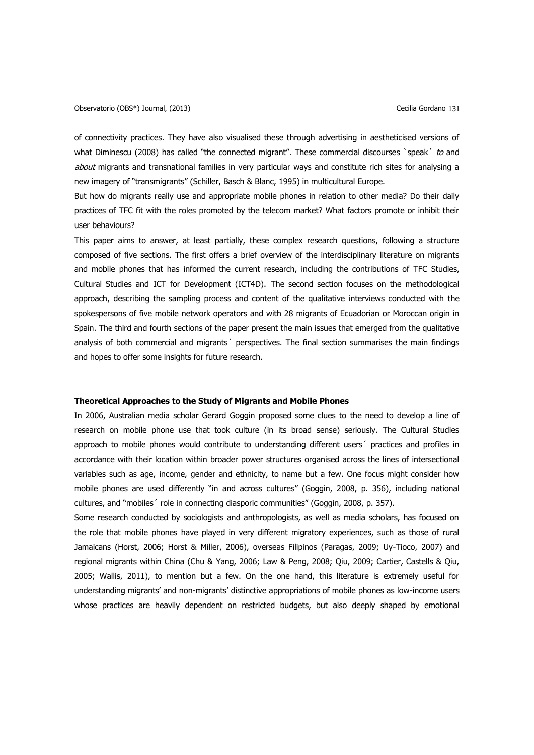of connectivity practices. They have also visualised these through advertising in aestheticised versions of what Diminescu (2008) has called "the connected migrant". These commercial discourses `speak´ *to* and *about* migrants and transnational families in very particular ways and constitute rich sites for analysing a new imagery of "transmigrants" (Schiller, Basch & Blanc, 1995) in multicultural Europe.

But how do migrants really use and appropriate mobile phones in relation to other media? Do their daily practices of TFC fit with the roles promoted by the telecom market? What factors promote or inhibit their user behaviours?

This paper aims to answer, at least partially, these complex research questions, following a structure composed of five sections. The first offers a brief overview of the interdisciplinary literature on migrants and mobile phones that has informed the current research, including the contributions of TFC Studies, Cultural Studies and ICT for Development (ICT4D). The second section focuses on the methodological approach, describing the sampling process and content of the qualitative interviews conducted with the spokespersons of five mobile network operators and with 28 migrants of Ecuadorian or Moroccan origin in Spain. The third and fourth sections of the paper present the main issues that emerged from the qualitative analysis of both commercial and migrants´ perspectives. The final section summarises the main findings and hopes to offer some insights for future research.

## Theoretical Approaches to the Study of Migrants and Mobile Phones

In 2006, Australian media scholar Gerard Goggin proposed some clues to the need to develop a line of research on mobile phone use that took culture (in its broad sense) seriously. The Cultural Studies approach to mobile phones would contribute to understanding different users´ practices and profiles in accordance with their location within broader power structures organised across the lines of intersectional variables such as age, income, gender and ethnicity, to name but a few. One focus might consider how mobile phones are used differently "in and across cultures" (Goggin, 2008, p. 356), including national cultures, and "mobiles´ role in connecting diasporic communities" (Goggin, 2008, p. 357).

Some research conducted by sociologists and anthropologists, as well as media scholars, has focused on the role that mobile phones have played in very different migratory experiences, such as those of rural Jamaicans (Horst, 2006; Horst & Miller, 2006), overseas Filipinos (Paragas, 2009; Uy-Tioco, 2007) and regional migrants within China (Chu & Yang, 2006; Law & Peng, 2008; Qiu, 2009; Cartier, Castells & Qiu, 2005; Wallis, 2011), to mention but a few. On the one hand, this literature is extremely useful for understanding migrants' and non-migrants' distinctive appropriations of mobile phones as low-income users whose practices are heavily dependent on restricted budgets, but also deeply shaped by emotional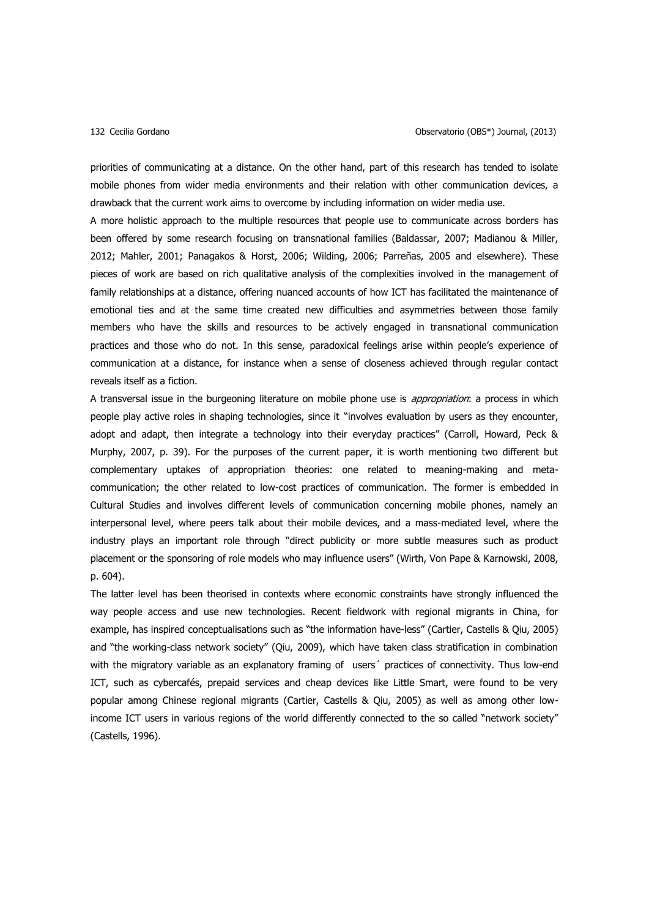priorities of communicating at a distance. On the other hand, part of this research has tended to isolate mobile phones from wider media environments and their relation with other communication devices, a drawback that the current work aims to overcome by including information on wider media use.

A more holistic approach to the multiple resources that people use to communicate across borders has been offered by some research focusing on transnational families (Baldassar, 2007; Madianou & Miller, 2012; Mahler, 2001; Panagakos & Horst, 2006; Wilding, 2006; Parreñas, 2005 and elsewhere). These pieces of work are based on rich qualitative analysis of the complexities involved in the management of family relationships at a distance, offering nuanced accounts of how ICT has facilitated the maintenance of emotional ties and at the same time created new difficulties and asymmetries between those family members who have the skills and resources to be actively engaged in transnational communication practices and those who do not. In this sense, paradoxical feelings arise within people's experience of communication at a distance, for instance when a sense of closeness achieved through regular contact reveals itself as a fiction.

A transversal issue in the burgeoning literature on mobile phone use is *appropriation*: a process in which people play active roles in shaping technologies, since it "involves evaluation by users as they encounter, adopt and adapt, then integrate a technology into their everyday practices" (Carroll, Howard, Peck & Murphy, 2007, p. 39). For the purposes of the current paper, it is worth mentioning two different but complementary uptakes of appropriation theories: one related to meaning-making and meta-communication; the other related to low-cost practices of communication. The former is embedded in Cultural Studies and involves different levels of communication concerning mobile phones, namely an interpersonal level, where peers talk about their mobile devices, and a mass-mediated level, where the industry plays an important role through "direct publicity or more subtle measures such as product placement or the sponsoring of role models who may influence users" (Wirth, Von Pape & Karnowski, 2008, p. 604).

The latter level has been theorised in contexts where economic constraints have strongly influenced the way people access and use new technologies. Recent fieldwork with regional migrants in China, for example, has inspired conceptualisations such as "the information have-less" (Cartier, Castells & Qiu, 2005) and "the working-class network society" (Qiu, 2009), which have taken class stratification in combination with the migratory variable as an explanatory framing of users´ practices of connectivity. Thus low-end ICT, such as cybercafés, prepaid services and cheap devices like Little Smart, were found to be very popular among Chinese regional migrants (Cartier, Castells & Qiu, 2005) as well as among other low-income ICT users in various regions of the world differently connected to the so called "network society" (Castells, 1996).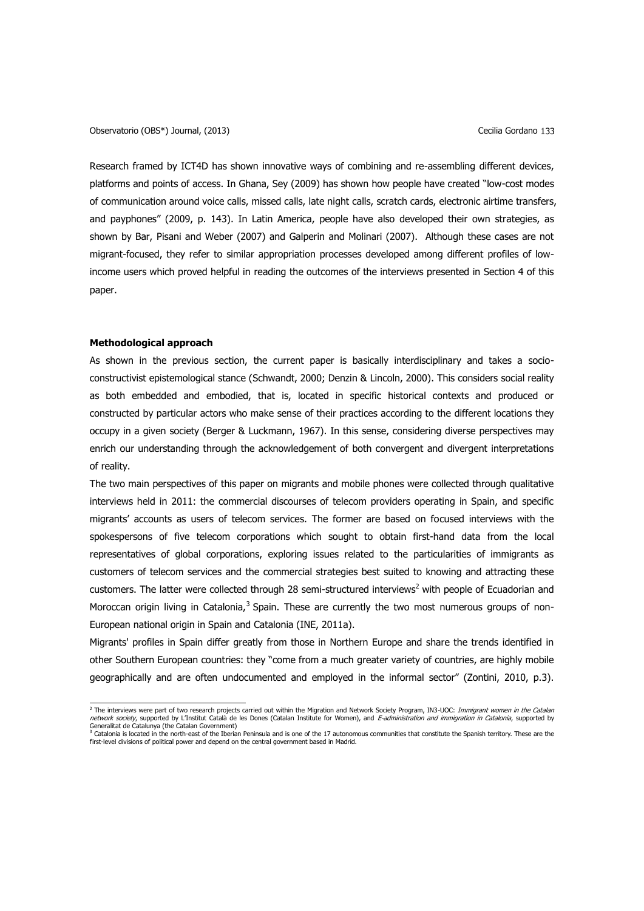Research framed by ICT4D has shown innovative ways of combining and re-assembling different devices, platforms and points of access. In Ghana, Sey (2009) has shown how people have created "low-cost modes of communication around voice calls, missed calls, late night calls, scratch cards, electronic airtime transfers, and payphones" (2009, p. 143). In Latin America, people have also developed their own strategies, as shown by Bar, Pisani and Weber (2007) and Galperin and Molinari (2007). Although these cases are not migrant-focused, they refer to similar appropriation processes developed among different profiles of low-income users which proved helpful in reading the outcomes of the interviews presented in Section 4 of this paper.

## Methodological approach

As shown in the previous section, the current paper is basically interdisciplinary and takes a socio-constructivist epistemological stance (Schwandt, 2000; Denzin & Lincoln, 2000). This considers social reality as both embedded and embodied, that is, located in specific historical contexts and produced or constructed by particular actors who make sense of their practices according to the different locations they occupy in a given society (Berger & Luckmann, 1967). In this sense, considering diverse perspectives may enrich our understanding through the acknowledgement of both convergent and divergent interpretations of reality.

The two main perspectives of this paper on migrants and mobile phones were collected through qualitative interviews held in 2011: the commercial discourses of telecom providers operating in Spain, and specific migrants' accounts as users of telecom services. The former are based on focused interviews with the spokespersons of five telecom corporations which sought to obtain first-hand data from the local representatives of global corporations, exploring issues related to the particularities of immigrants as customers of telecom services and the commercial strategies best suited to knowing and attracting these customers. The latter were collected through 28 semi-structured interviews[2] with people of Ecuadorian and Moroccan origin living in Catalonia,[3] Spain. These are currently the two most numerous groups of non-European national origin in Spain and Catalonia (INE, 2011a).

Migrants' profiles in Spain differ greatly from those in Northern Europe and share the trends identified in other Southern European countries: they "come from a much greater variety of countries, are highly mobile geographically and are often undocumented and employed in the informal sector" (Zontini, 2010, p.3).

---

[2] The interviews were part of two research projects carried out within the Migration and Network Society Program, IN3-UOC: *Immigrant women in the Catalan network society*, supported by L'Institut Català de les Dones (Catalan Institute for Women), and *E-administration and immigration in Catalonia*, supported by Generalitat de Catalunya (the Catalan Government)

[3] Catalonia is located in the north-east of the Iberian Peninsula and is one of the 17 autonomous communities that constitute the Spanish territory. These are the first-level divisions of political power and depend on the central government based in Madrid.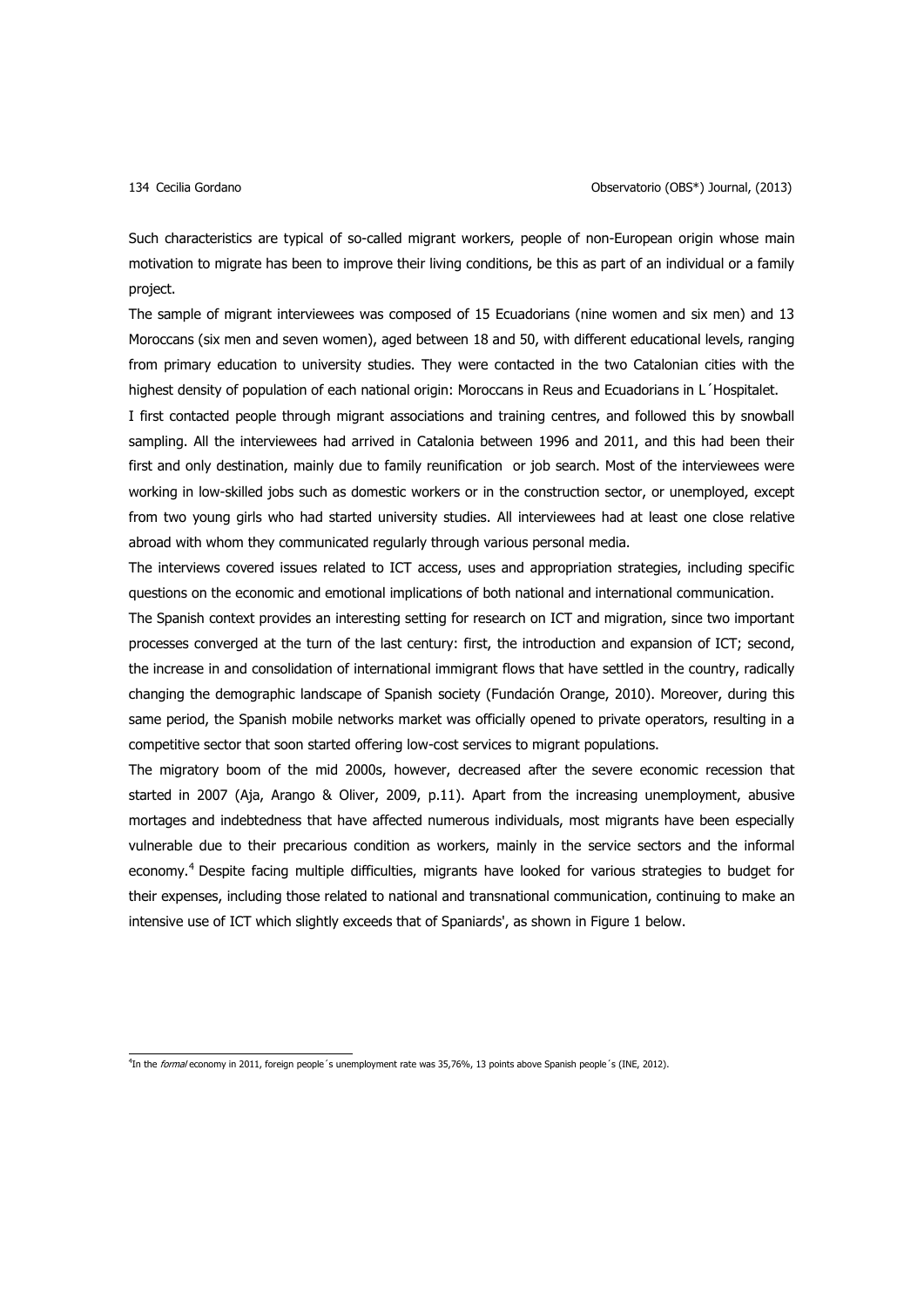Such characteristics are typical of so-called migrant workers, people of non-European origin whose main motivation to migrate has been to improve their living conditions, be this as part of an individual or a family project.

The sample of migrant interviewees was composed of 15 Ecuadorians (nine women and six men) and 13 Moroccans (six men and seven women), aged between 18 and 50, with different educational levels, ranging from primary education to university studies. They were contacted in the two Catalonian cities with the highest density of population of each national origin: Moroccans in Reus and Ecuadorians in L´Hospitalet.

I first contacted people through migrant associations and training centres, and followed this by snowball sampling. All the interviewees had arrived in Catalonia between 1996 and 2011, and this had been their first and only destination, mainly due to family reunification or job search. Most of the interviewees were working in low-skilled jobs such as domestic workers or in the construction sector, or unemployed, except from two young girls who had started university studies. All interviewees had at least one close relative abroad with whom they communicated regularly through various personal media.

The interviews covered issues related to ICT access, uses and appropriation strategies, including specific questions on the economic and emotional implications of both national and international communication.

The Spanish context provides an interesting setting for research on ICT and migration, since two important processes converged at the turn of the last century: first, the introduction and expansion of ICT; second, the increase in and consolidation of international immigrant flows that have settled in the country, radically changing the demographic landscape of Spanish society (Fundación Orange, 2010). Moreover, during this same period, the Spanish mobile networks market was officially opened to private operators, resulting in a competitive sector that soon started offering low-cost services to migrant populations.

The migratory boom of the mid 2000s, however, decreased after the severe economic recession that started in 2007 (Aja, Arango & Oliver, 2009, p.11). Apart from the increasing unemployment, abusive mortages and indebtedness that have affected numerous individuals, most migrants have been especially vulnerable due to their precarious condition as workers, mainly in the service sectors and the informal economy.[4] Despite facing multiple difficulties, migrants have looked for various strategies to budget for their expenses, including those related to national and transnational communication, continuing to make an intensive use of ICT which slightly exceeds that of Spaniards', as shown in Figure 1 below.

[4] In the *formal* economy in 2011, foreign people´s unemployment rate was 35,76%, 13 points above Spanish people´s (INE, 2012).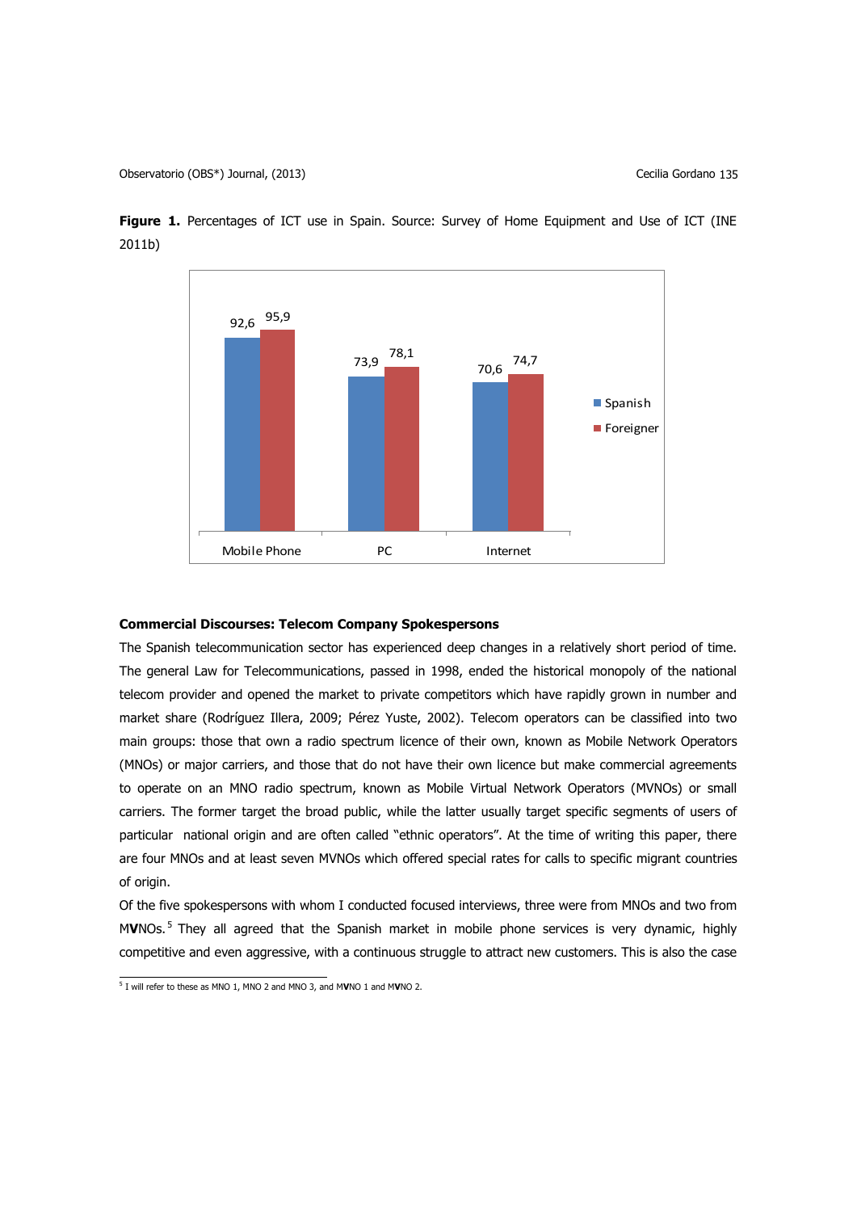**Figure 1.** Percentages of ICT use in Spain. Source: Survey of Home Equipment and Use of ICT (INE 2011b)

| | Spanish | Foreigner |
|---|---|---|
| Mobile Phone | 92,6 | 95,9 |
| PC | 73,9 | 78,1 |
| Internet | 70,6 | 74,7 |

**Commercial Discourses: Telecom Company Spokespersons**

The Spanish telecommunication sector has experienced deep changes in a relatively short period of time. The general Law for Telecommunications, passed in 1998, ended the historical monopoly of the national telecom provider and opened the market to private competitors which have rapidly grown in number and market share (Rodríguez Illera, 2009; Pérez Yuste, 2002). Telecom operators can be classified into two main groups: those that own a radio spectrum licence of their own, known as Mobile Network Operators (MNOs) or major carriers, and those that do not have their own licence but make commercial agreements to operate on an MNO radio spectrum, known as Mobile Virtual Network Operators (MVNOs) or small carriers. The former target the broad public, while the latter usually target specific segments of users of particular national origin and are often called "ethnic operators". At the time of writing this paper, there are four MNOs and at least seven MVNOs which offered special rates for calls to specific migrant countries of origin.

Of the five spokespersons with whom I conducted focused interviews, three were from MNOs and two from MVNOs.[5] They all agreed that the Spanish market in mobile phone services is very dynamic, highly competitive and even aggressive, with a continuous struggle to attract new customers. This is also the case

[5] I will refer to these as MNO 1, MNO 2 and MNO 3, and MVNO 1 and MVNO 2.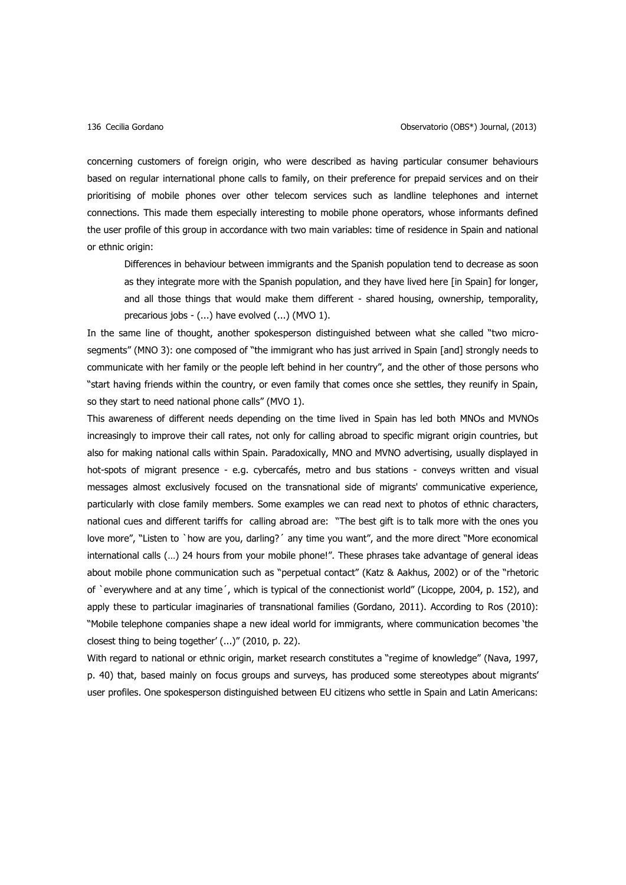concerning customers of foreign origin, who were described as having particular consumer behaviours based on regular international phone calls to family, on their preference for prepaid services and on their prioritising of mobile phones over other telecom services such as landline telephones and internet connections. This made them especially interesting to mobile phone operators, whose informants defined the user profile of this group in accordance with two main variables: time of residence in Spain and national or ethnic origin:

> Differences in behaviour between immigrants and the Spanish population tend to decrease as soon as they integrate more with the Spanish population, and they have lived here [in Spain] for longer, and all those things that would make them different - shared housing, ownership, temporality, precarious jobs - (...) have evolved (...) (MVO 1).

In the same line of thought, another spokesperson distinguished between what she called "two micro-segments" (MNO 3): one composed of "the immigrant who has just arrived in Spain [and] strongly needs to communicate with her family or the people left behind in her country", and the other of those persons who "start having friends within the country, or even family that comes once she settles, they reunify in Spain, so they start to need national phone calls" (MVO 1).

This awareness of different needs depending on the time lived in Spain has led both MNOs and MVNOs increasingly to improve their call rates, not only for calling abroad to specific migrant origin countries, but also for making national calls within Spain. Paradoxically, MNO and MVNO advertising, usually displayed in hot-spots of migrant presence - e.g. cybercafés, metro and bus stations - conveys written and visual messages almost exclusively focused on the transnational side of migrants' communicative experience, particularly with close family members. Some examples we can read next to photos of ethnic characters, national cues and different tariffs for calling abroad are: "The best gift is to talk more with the ones you love more", "Listen to `how are you, darling?´ any time you want", and the more direct "More economical international calls (…) 24 hours from your mobile phone!". These phrases take advantage of general ideas about mobile phone communication such as "perpetual contact" (Katz & Aakhus, 2002) or of the "rhetoric of `everywhere and at any time´, which is typical of the connectionist world" (Licoppe, 2004, p. 152), and apply these to particular imaginaries of transnational families (Gordano, 2011). According to Ros (2010): "Mobile telephone companies shape a new ideal world for immigrants, where communication becomes 'the closest thing to being together' (...)" (2010, p. 22).

With regard to national or ethnic origin, market research constitutes a "regime of knowledge" (Nava, 1997, p. 40) that, based mainly on focus groups and surveys, has produced some stereotypes about migrants' user profiles. One spokesperson distinguished between EU citizens who settle in Spain and Latin Americans: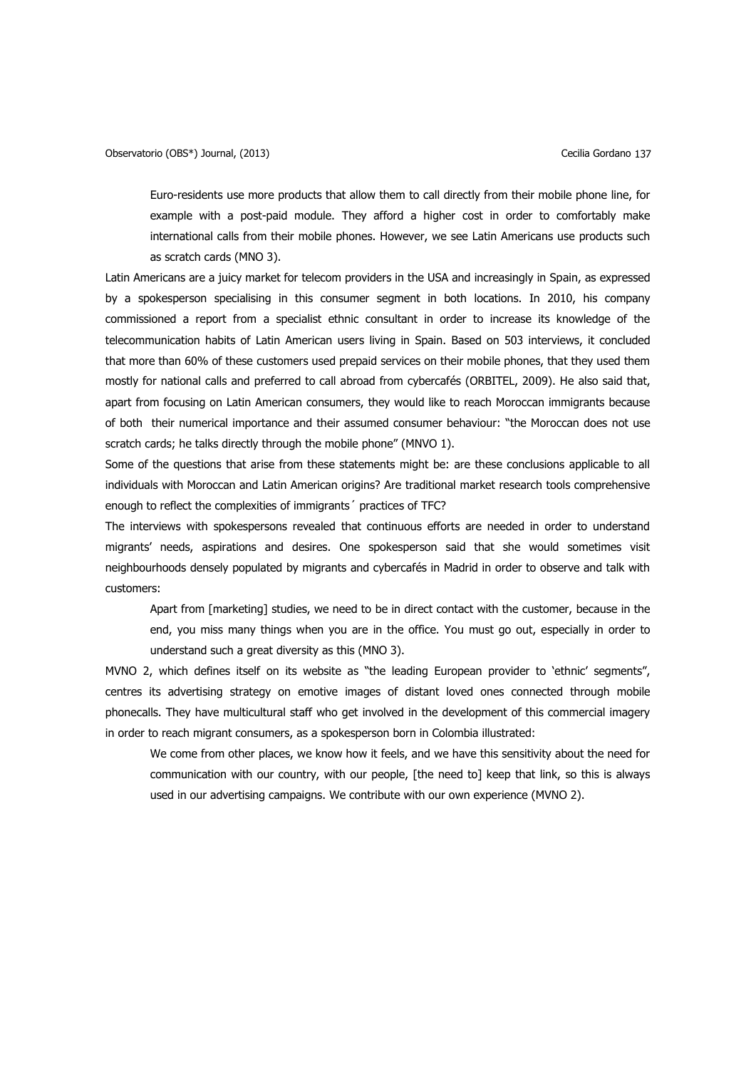> Euro-residents use more products that allow them to call directly from their mobile phone line, for example with a post-paid module. They afford a higher cost in order to comfortably make international calls from their mobile phones. However, we see Latin Americans use products such as scratch cards (MNO 3).

Latin Americans are a juicy market for telecom providers in the USA and increasingly in Spain, as expressed by a spokesperson specialising in this consumer segment in both locations. In 2010, his company commissioned a report from a specialist ethnic consultant in order to increase its knowledge of the telecommunication habits of Latin American users living in Spain. Based on 503 interviews, it concluded that more than 60% of these customers used prepaid services on their mobile phones, that they used them mostly for national calls and preferred to call abroad from cybercafés (ORBITEL, 2009). He also said that, apart from focusing on Latin American consumers, they would like to reach Moroccan immigrants because of both their numerical importance and their assumed consumer behaviour: "the Moroccan does not use scratch cards; he talks directly through the mobile phone" (MNVO 1).

Some of the questions that arise from these statements might be: are these conclusions applicable to all individuals with Moroccan and Latin American origins? Are traditional market research tools comprehensive enough to reflect the complexities of immigrants´ practices of TFC?

The interviews with spokespersons revealed that continuous efforts are needed in order to understand migrants' needs, aspirations and desires. One spokesperson said that she would sometimes visit neighbourhoods densely populated by migrants and cybercafés in Madrid in order to observe and talk with customers:

> Apart from [marketing] studies, we need to be in direct contact with the customer, because in the end, you miss many things when you are in the office. You must go out, especially in order to understand such a great diversity as this (MNO 3).

MVNO 2, which defines itself on its website as "the leading European provider to 'ethnic' segments", centres its advertising strategy on emotive images of distant loved ones connected through mobile phonecalls. They have multicultural staff who get involved in the development of this commercial imagery in order to reach migrant consumers, as a spokesperson born in Colombia illustrated:

> We come from other places, we know how it feels, and we have this sensitivity about the need for communication with our country, with our people, [the need to] keep that link, so this is always used in our advertising campaigns. We contribute with our own experience (MVNO 2).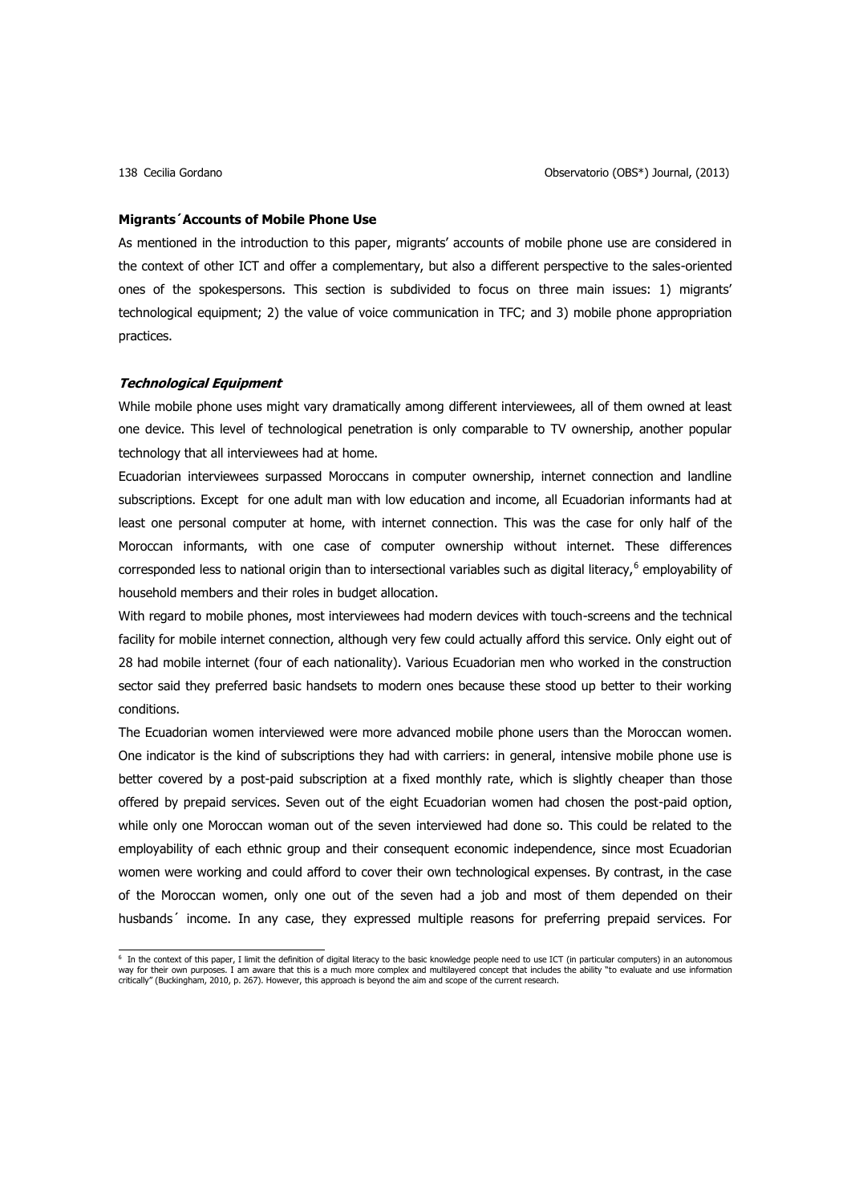### Migrants´Accounts of Mobile Phone Use

As mentioned in the introduction to this paper, migrants' accounts of mobile phone use are considered in the context of other ICT and offer a complementary, but also a different perspective to the sales-oriented ones of the spokespersons. This section is subdivided to focus on three main issues: 1) migrants' technological equipment; 2) the value of voice communication in TFC; and 3) mobile phone appropriation practices.

#### *Technological Equipment*

While mobile phone uses might vary dramatically among different interviewees, all of them owned at least one device. This level of technological penetration is only comparable to TV ownership, another popular technology that all interviewees had at home.

Ecuadorian interviewees surpassed Moroccans in computer ownership, internet connection and landline subscriptions. Except for one adult man with low education and income, all Ecuadorian informants had at least one personal computer at home, with internet connection. This was the case for only half of the Moroccan informants, with one case of computer ownership without internet. These differences corresponded less to national origin than to intersectional variables such as digital literacy,[6] employability of household members and their roles in budget allocation.

With regard to mobile phones, most interviewees had modern devices with touch-screens and the technical facility for mobile internet connection, although very few could actually afford this service. Only eight out of 28 had mobile internet (four of each nationality). Various Ecuadorian men who worked in the construction sector said they preferred basic handsets to modern ones because these stood up better to their working conditions.

The Ecuadorian women interviewed were more advanced mobile phone users than the Moroccan women. One indicator is the kind of subscriptions they had with carriers: in general, intensive mobile phone use is better covered by a post-paid subscription at a fixed monthly rate, which is slightly cheaper than those offered by prepaid services. Seven out of the eight Ecuadorian women had chosen the post-paid option, while only one Moroccan woman out of the seven interviewed had done so. This could be related to the employability of each ethnic group and their consequent economic independence, since most Ecuadorian women were working and could afford to cover their own technological expenses. By contrast, in the case of the Moroccan women, only one out of the seven had a job and most of them depended on their husbands´ income. In any case, they expressed multiple reasons for preferring prepaid services. For

---

[6] In the context of this paper, I limit the definition of digital literacy to the basic knowledge people need to use ICT (in particular computers) in an autonomous way for their own purposes. I am aware that this is a much more complex and multilayered concept that includes the ability "to evaluate and use information critically" (Buckingham, 2010, p. 267). However, this approach is beyond the aim and scope of the current research.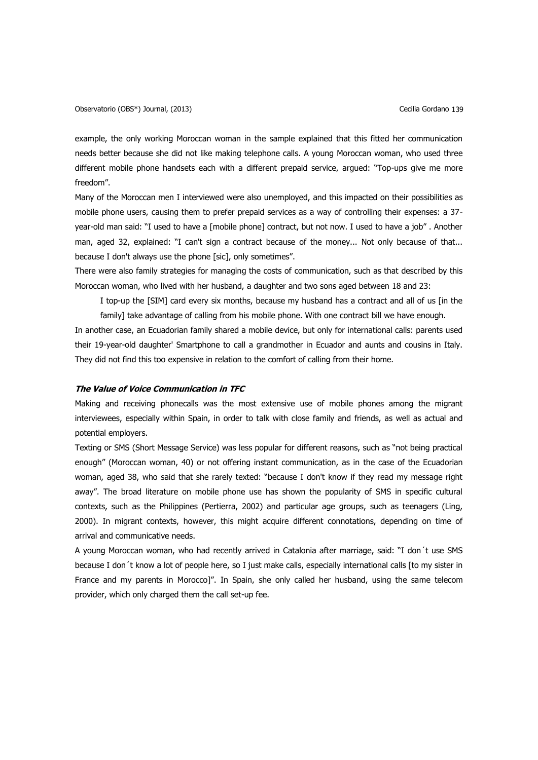example, the only working Moroccan woman in the sample explained that this fitted her communication needs better because she did not like making telephone calls. A young Moroccan woman, who used three different mobile phone handsets each with a different prepaid service, argued: "Top-ups give me more freedom".

Many of the Moroccan men I interviewed were also unemployed, and this impacted on their possibilities as mobile phone users, causing them to prefer prepaid services as a way of controlling their expenses: a 37-year-old man said: "I used to have a [mobile phone] contract, but not now. I used to have a job" . Another man, aged 32, explained: "I can't sign a contract because of the money... Not only because of that... because I don't always use the phone [sic], only sometimes".

There were also family strategies for managing the costs of communication, such as that described by this Moroccan woman, who lived with her husband, a daughter and two sons aged between 18 and 23:

> I top-up the [SIM] card every six months, because my husband has a contract and all of us [in the family] take advantage of calling from his mobile phone. With one contract bill we have enough.

In another case, an Ecuadorian family shared a mobile device, but only for international calls: parents used their 19-year-old daughter' Smartphone to call a grandmother in Ecuador and aunts and cousins in Italy. They did not find this too expensive in relation to the comfort of calling from their home.

### *The Value of Voice Communication in TFC*

Making and receiving phonecalls was the most extensive use of mobile phones among the migrant interviewees, especially within Spain, in order to talk with close family and friends, as well as actual and potential employers.

Texting or SMS (Short Message Service) was less popular for different reasons, such as "not being practical enough" (Moroccan woman, 40) or not offering instant communication, as in the case of the Ecuadorian woman, aged 38, who said that she rarely texted: "because I don't know if they read my message right away". The broad literature on mobile phone use has shown the popularity of SMS in specific cultural contexts, such as the Philippines (Pertierra, 2002) and particular age groups, such as teenagers (Ling, 2000). In migrant contexts, however, this might acquire different connotations, depending on time of arrival and communicative needs.

A young Moroccan woman, who had recently arrived in Catalonia after marriage, said: "I don´t use SMS because I don´t know a lot of people here, so I just make calls, especially international calls [to my sister in France and my parents in Morocco]". In Spain, she only called her husband, using the same telecom provider, which only charged them the call set-up fee.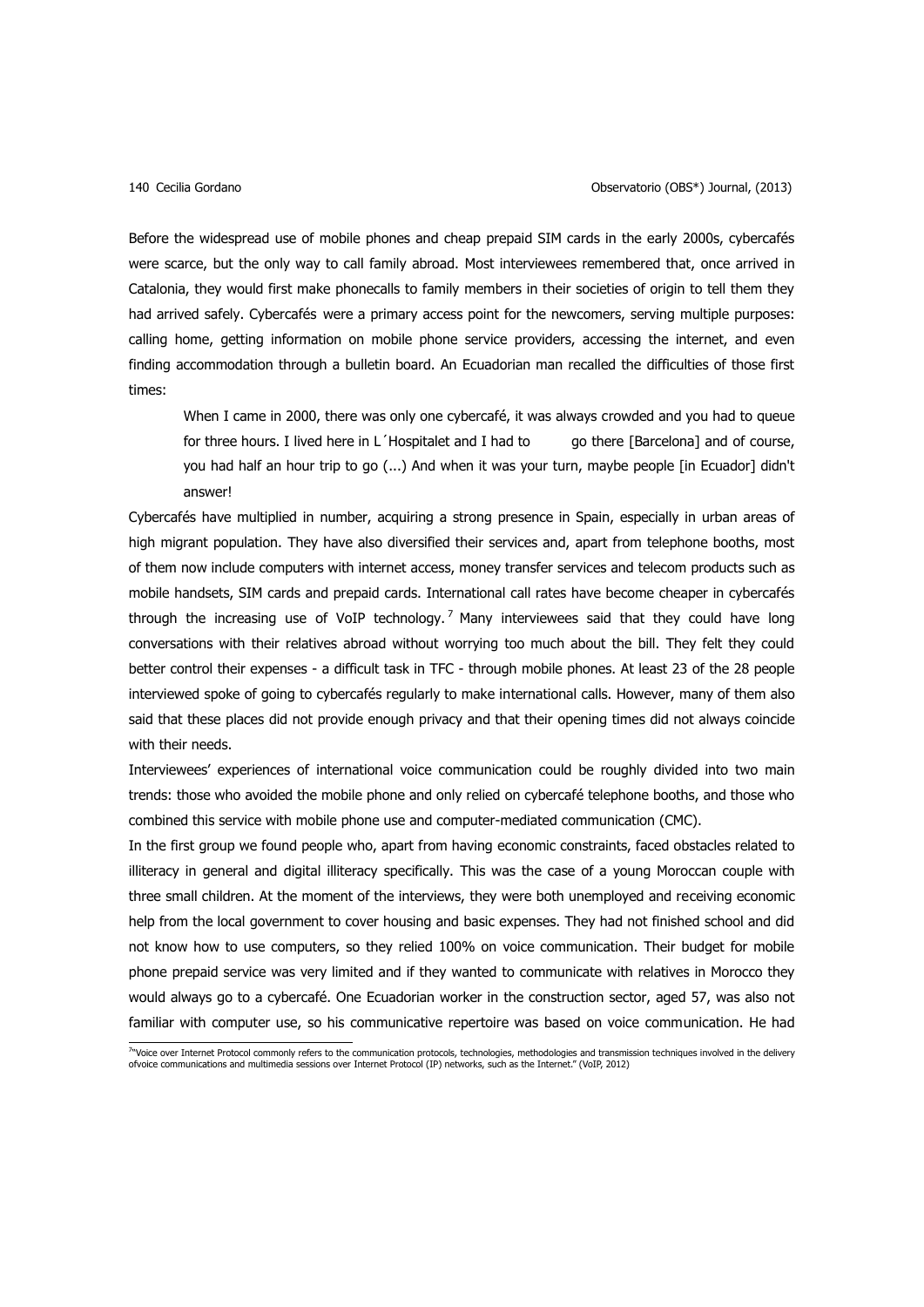Before the widespread use of mobile phones and cheap prepaid SIM cards in the early 2000s, cybercafés were scarce, but the only way to call family abroad. Most interviewees remembered that, once arrived in Catalonia, they would first make phonecalls to family members in their societies of origin to tell them they had arrived safely. Cybercafés were a primary access point for the newcomers, serving multiple purposes: calling home, getting information on mobile phone service providers, accessing the internet, and even finding accommodation through a bulletin board. An Ecuadorian man recalled the difficulties of those first times:

> When I came in 2000, there was only one cybercafé, it was always crowded and you had to queue for three hours. I lived here in L´Hospitalet and I had to go there [Barcelona] and of course, you had half an hour trip to go (...) And when it was your turn, maybe people [in Ecuador] didn't answer!

Cybercafés have multiplied in number, acquiring a strong presence in Spain, especially in urban areas of high migrant population. They have also diversified their services and, apart from telephone booths, most of them now include computers with internet access, money transfer services and telecom products such as mobile handsets, SIM cards and prepaid cards. International call rates have become cheaper in cybercafés through the increasing use of VoIP technology.[7] Many interviewees said that they could have long conversations with their relatives abroad without worrying too much about the bill. They felt they could better control their expenses - a difficult task in TFC - through mobile phones. At least 23 of the 28 people interviewed spoke of going to cybercafés regularly to make international calls. However, many of them also said that these places did not provide enough privacy and that their opening times did not always coincide with their needs.

Interviewees' experiences of international voice communication could be roughly divided into two main trends: those who avoided the mobile phone and only relied on cybercafé telephone booths, and those who combined this service with mobile phone use and computer-mediated communication (CMC).

In the first group we found people who, apart from having economic constraints, faced obstacles related to illiteracy in general and digital illiteracy specifically. This was the case of a young Moroccan couple with three small children. At the moment of the interviews, they were both unemployed and receiving economic help from the local government to cover housing and basic expenses. They had not finished school and did not know how to use computers, so they relied 100% on voice communication. Their budget for mobile phone prepaid service was very limited and if they wanted to communicate with relatives in Morocco they would always go to a cybercafé. One Ecuadorian worker in the construction sector, aged 57, was also not familiar with computer use, so his communicative repertoire was based on voice communication. He had

---

[7] "Voice over Internet Protocol commonly refers to the communication protocols, technologies, methodologies and transmission techniques involved in the delivery ofvoice communications and multimedia sessions over Internet Protocol (IP) networks, such as the Internet." (VoIP, 2012)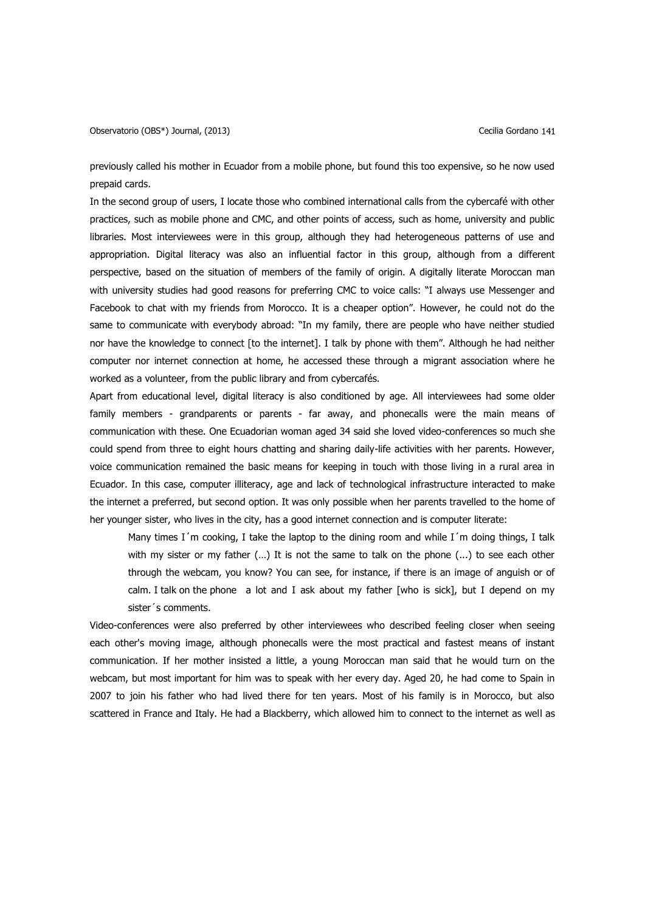previously called his mother in Ecuador from a mobile phone, but found this too expensive, so he now used prepaid cards.

In the second group of users, I locate those who combined international calls from the cybercafé with other practices, such as mobile phone and CMC, and other points of access, such as home, university and public libraries. Most interviewees were in this group, although they had heterogeneous patterns of use and appropriation. Digital literacy was also an influential factor in this group, although from a different perspective, based on the situation of members of the family of origin. A digitally literate Moroccan man with university studies had good reasons for preferring CMC to voice calls: "I always use Messenger and Facebook to chat with my friends from Morocco. It is a cheaper option". However, he could not do the same to communicate with everybody abroad: "In my family, there are people who have neither studied nor have the knowledge to connect [to the internet]. I talk by phone with them". Although he had neither computer nor internet connection at home, he accessed these through a migrant association where he worked as a volunteer, from the public library and from cybercafés.

Apart from educational level, digital literacy is also conditioned by age. All interviewees had some older family members - grandparents or parents - far away, and phonecalls were the main means of communication with these. One Ecuadorian woman aged 34 said she loved video-conferences so much she could spend from three to eight hours chatting and sharing daily-life activities with her parents. However, voice communication remained the basic means for keeping in touch with those living in a rural area in Ecuador. In this case, computer illiteracy, age and lack of technological infrastructure interacted to make the internet a preferred, but second option. It was only possible when her parents travelled to the home of her younger sister, who lives in the city, has a good internet connection and is computer literate:

> Many times I´m cooking, I take the laptop to the dining room and while I´m doing things, I talk with my sister or my father (…) It is not the same to talk on the phone (...) to see each other through the webcam, you know? You can see, for instance, if there is an image of anguish or of calm. I talk on the phone a lot and I ask about my father [who is sick], but I depend on my sister´s comments.

Video-conferences were also preferred by other interviewees who described feeling closer when seeing each other's moving image, although phonecalls were the most practical and fastest means of instant communication. If her mother insisted a little, a young Moroccan man said that he would turn on the webcam, but most important for him was to speak with her every day. Aged 20, he had come to Spain in 2007 to join his father who had lived there for ten years. Most of his family is in Morocco, but also scattered in France and Italy. He had a Blackberry, which allowed him to connect to the internet as well as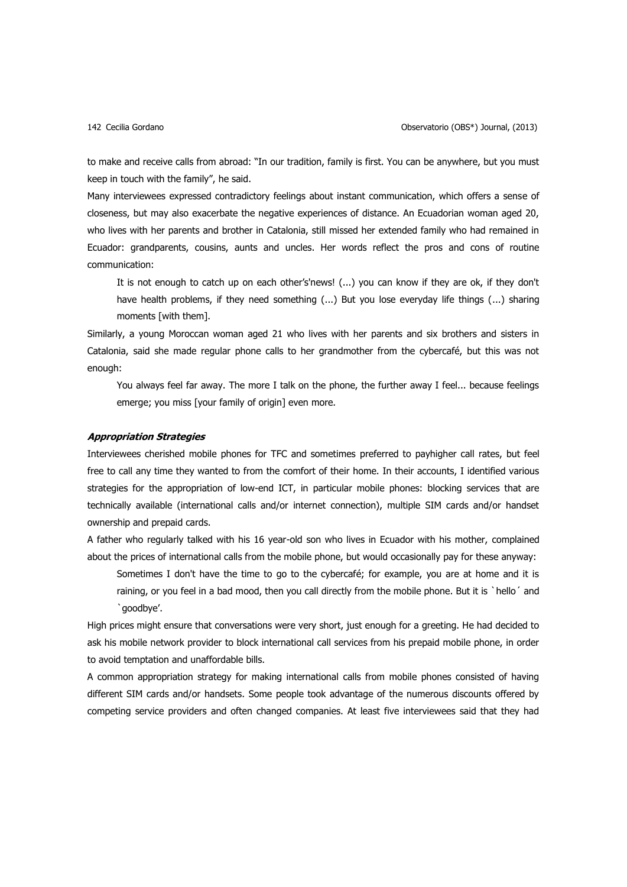to make and receive calls from abroad: "In our tradition, family is first. You can be anywhere, but you must keep in touch with the family", he said.

Many interviewees expressed contradictory feelings about instant communication, which offers a sense of closeness, but may also exacerbate the negative experiences of distance. An Ecuadorian woman aged 20, who lives with her parents and brother in Catalonia, still missed her extended family who had remained in Ecuador: grandparents, cousins, aunts and uncles. Her words reflect the pros and cons of routine communication:

> It is not enough to catch up on each other's'news! (...) you can know if they are ok, if they don't have health problems, if they need something (...) But you lose everyday life things (...) sharing moments [with them].

Similarly, a young Moroccan woman aged 21 who lives with her parents and six brothers and sisters in Catalonia, said she made regular phone calls to her grandmother from the cybercafé, but this was not enough:

> You always feel far away. The more I talk on the phone, the further away I feel... because feelings emerge; you miss [your family of origin] even more.

### *Appropriation Strategies*

Interviewees cherished mobile phones for TFC and sometimes preferred to payhigher call rates, but feel free to call any time they wanted to from the comfort of their home. In their accounts, I identified various strategies for the appropriation of low-end ICT, in particular mobile phones: blocking services that are technically available (international calls and/or internet connection), multiple SIM cards and/or handset ownership and prepaid cards.

A father who regularly talked with his 16 year-old son who lives in Ecuador with his mother, complained about the prices of international calls from the mobile phone, but would occasionally pay for these anyway:

> Sometimes I don't have the time to go to the cybercafé; for example, you are at home and it is raining, or you feel in a bad mood, then you call directly from the mobile phone. But it is `hello´ and `goodbye'.

High prices might ensure that conversations were very short, just enough for a greeting. He had decided to ask his mobile network provider to block international call services from his prepaid mobile phone, in order to avoid temptation and unaffordable bills.

A common appropriation strategy for making international calls from mobile phones consisted of having different SIM cards and/or handsets. Some people took advantage of the numerous discounts offered by competing service providers and often changed companies. At least five interviewees said that they had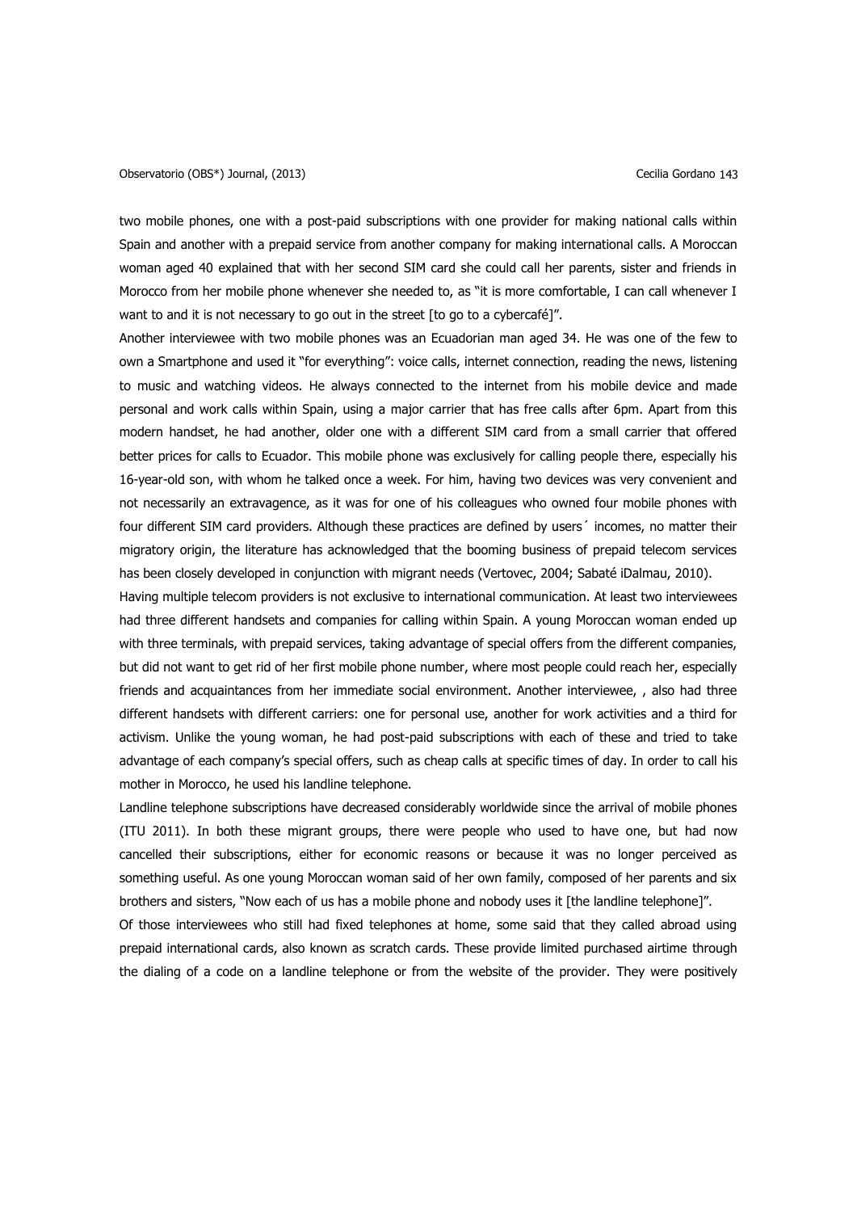two mobile phones, one with a post-paid subscriptions with one provider for making national calls within Spain and another with a prepaid service from another company for making international calls. A Moroccan woman aged 40 explained that with her second SIM card she could call her parents, sister and friends in Morocco from her mobile phone whenever she needed to, as "it is more comfortable, I can call whenever I want to and it is not necessary to go out in the street [to go to a cybercafé]".

Another interviewee with two mobile phones was an Ecuadorian man aged 34. He was one of the few to own a Smartphone and used it "for everything": voice calls, internet connection, reading the news, listening to music and watching videos. He always connected to the internet from his mobile device and made personal and work calls within Spain, using a major carrier that has free calls after 6pm. Apart from this modern handset, he had another, older one with a different SIM card from a small carrier that offered better prices for calls to Ecuador. This mobile phone was exclusively for calling people there, especially his 16-year-old son, with whom he talked once a week. For him, having two devices was very convenient and not necessarily an extravagence, as it was for one of his colleagues who owned four mobile phones with four different SIM card providers. Although these practices are defined by users´ incomes, no matter their migratory origin, the literature has acknowledged that the booming business of prepaid telecom services has been closely developed in conjunction with migrant needs (Vertovec, 2004; Sabaté iDalmau, 2010).

Having multiple telecom providers is not exclusive to international communication. At least two interviewees had three different handsets and companies for calling within Spain. A young Moroccan woman ended up with three terminals, with prepaid services, taking advantage of special offers from the different companies, but did not want to get rid of her first mobile phone number, where most people could reach her, especially friends and acquaintances from her immediate social environment. Another interviewee, , also had three different handsets with different carriers: one for personal use, another for work activities and a third for activism. Unlike the young woman, he had post-paid subscriptions with each of these and tried to take advantage of each company's special offers, such as cheap calls at specific times of day. In order to call his mother in Morocco, he used his landline telephone.

Landline telephone subscriptions have decreased considerably worldwide since the arrival of mobile phones (ITU 2011). In both these migrant groups, there were people who used to have one, but had now cancelled their subscriptions, either for economic reasons or because it was no longer perceived as something useful. As one young Moroccan woman said of her own family, composed of her parents and six brothers and sisters, "Now each of us has a mobile phone and nobody uses it [the landline telephone]".

Of those interviewees who still had fixed telephones at home, some said that they called abroad using prepaid international cards, also known as scratch cards. These provide limited purchased airtime through the dialing of a code on a landline telephone or from the website of the provider. They were positively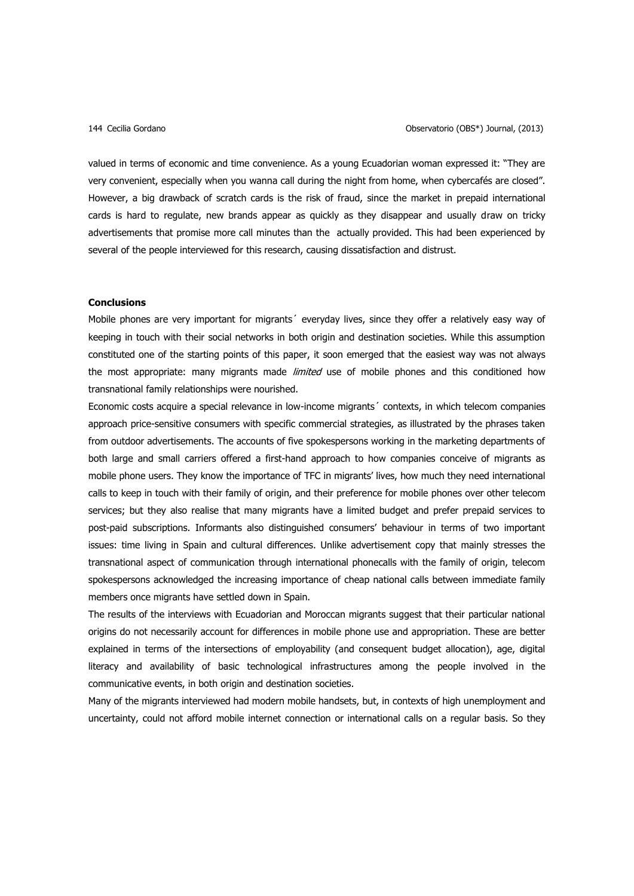valued in terms of economic and time convenience. As a young Ecuadorian woman expressed it: "They are very convenient, especially when you wanna call during the night from home, when cybercafés are closed". However, a big drawback of scratch cards is the risk of fraud, since the market in prepaid international cards is hard to regulate, new brands appear as quickly as they disappear and usually draw on tricky advertisements that promise more call minutes than the actually provided. This had been experienced by several of the people interviewed for this research, causing dissatisfaction and distrust.

**Conclusions**

Mobile phones are very important for migrants´ everyday lives, since they offer a relatively easy way of keeping in touch with their social networks in both origin and destination societies. While this assumption constituted one of the starting points of this paper, it soon emerged that the easiest way was not always the most appropriate: many migrants made *limited* use of mobile phones and this conditioned how transnational family relationships were nourished.

Economic costs acquire a special relevance in low-income migrants´ contexts, in which telecom companies approach price-sensitive consumers with specific commercial strategies, as illustrated by the phrases taken from outdoor advertisements. The accounts of five spokespersons working in the marketing departments of both large and small carriers offered a first-hand approach to how companies conceive of migrants as mobile phone users. They know the importance of TFC in migrants' lives, how much they need international calls to keep in touch with their family of origin, and their preference for mobile phones over other telecom services; but they also realise that many migrants have a limited budget and prefer prepaid services to post-paid subscriptions. Informants also distinguished consumers' behaviour in terms of two important issues: time living in Spain and cultural differences. Unlike advertisement copy that mainly stresses the transnational aspect of communication through international phonecalls with the family of origin, telecom spokespersons acknowledged the increasing importance of cheap national calls between immediate family members once migrants have settled down in Spain.

The results of the interviews with Ecuadorian and Moroccan migrants suggest that their particular national origins do not necessarily account for differences in mobile phone use and appropriation. These are better explained in terms of the intersections of employability (and consequent budget allocation), age, digital literacy and availability of basic technological infrastructures among the people involved in the communicative events, in both origin and destination societies.

Many of the migrants interviewed had modern mobile handsets, but, in contexts of high unemployment and uncertainty, could not afford mobile internet connection or international calls on a regular basis. So they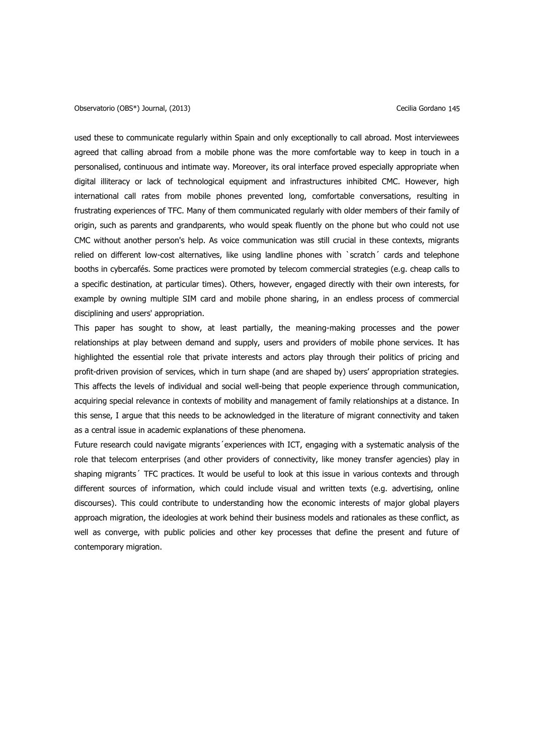used these to communicate regularly within Spain and only exceptionally to call abroad. Most interviewees agreed that calling abroad from a mobile phone was the more comfortable way to keep in touch in a personalised, continuous and intimate way. Moreover, its oral interface proved especially appropriate when digital illiteracy or lack of technological equipment and infrastructures inhibited CMC. However, high international call rates from mobile phones prevented long, comfortable conversations, resulting in frustrating experiences of TFC. Many of them communicated regularly with older members of their family of origin, such as parents and grandparents, who would speak fluently on the phone but who could not use CMC without another person's help. As voice communication was still crucial in these contexts, migrants relied on different low-cost alternatives, like using landline phones with `scratch´ cards and telephone booths in cybercafés. Some practices were promoted by telecom commercial strategies (e.g. cheap calls to a specific destination, at particular times). Others, however, engaged directly with their own interests, for example by owning multiple SIM card and mobile phone sharing, in an endless process of commercial disciplining and users' appropriation.

This paper has sought to show, at least partially, the meaning-making processes and the power relationships at play between demand and supply, users and providers of mobile phone services. It has highlighted the essential role that private interests and actors play through their politics of pricing and profit-driven provision of services, which in turn shape (and are shaped by) users' appropriation strategies. This affects the levels of individual and social well-being that people experience through communication, acquiring special relevance in contexts of mobility and management of family relationships at a distance. In this sense, I argue that this needs to be acknowledged in the literature of migrant connectivity and taken as a central issue in academic explanations of these phenomena.

Future research could navigate migrants´experiences with ICT, engaging with a systematic analysis of the role that telecom enterprises (and other providers of connectivity, like money transfer agencies) play in shaping migrants´ TFC practices. It would be useful to look at this issue in various contexts and through different sources of information, which could include visual and written texts (e.g. advertising, online discourses). This could contribute to understanding how the economic interests of major global players approach migration, the ideologies at work behind their business models and rationales as these conflict, as well as converge, with public policies and other key processes that define the present and future of contemporary migration.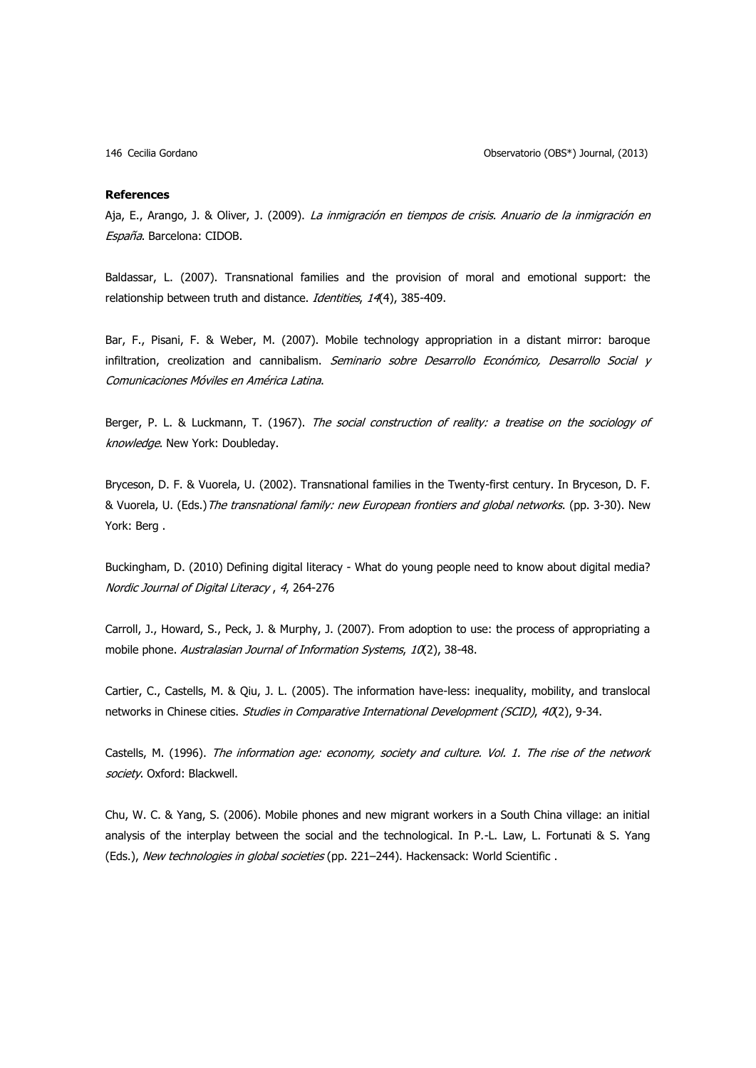## References

Aja, E., Arango, J. & Oliver, J. (2009). *La inmigración en tiempos de crisis. Anuario de la inmigración en España*. Barcelona: CIDOB.

Baldassar, L. (2007). Transnational families and the provision of moral and emotional support: the relationship between truth and distance. *Identities*, *14*(4), 385-409.

Bar, F., Pisani, F. & Weber, M. (2007). Mobile technology appropriation in a distant mirror: baroque infiltration, creolization and cannibalism. *Seminario sobre Desarrollo Económico, Desarrollo Social y Comunicaciones Móviles en América Latina*.

Berger, P. L. & Luckmann, T. (1967). *The social construction of reality: a treatise on the sociology of knowledge*. New York: Doubleday.

Bryceson, D. F. & Vuorela, U. (2002). Transnational families in the Twenty-first century. In Bryceson, D. F. & Vuorela, U. (Eds.) *The transnational family: new European frontiers and global networks*. (pp. 3-30). New York: Berg .

Buckingham, D. (2010) Defining digital literacy - What do young people need to know about digital media? *Nordic Journal of Digital Literacy* , *4*, 264-276

Carroll, J., Howard, S., Peck, J. & Murphy, J. (2007). From adoption to use: the process of appropriating a mobile phone. *Australasian Journal of Information Systems*, *10*(2), 38-48.

Cartier, C., Castells, M. & Qiu, J. L. (2005). The information have-less: inequality, mobility, and translocal networks in Chinese cities. *Studies in Comparative International Development (SCID)*, *40*(2), 9-34.

Castells, M. (1996). *The information age: economy, society and culture. Vol. 1. The rise of the network society*. Oxford: Blackwell.

Chu, W. C. & Yang, S. (2006). Mobile phones and new migrant workers in a South China village: an initial analysis of the interplay between the social and the technological. In P.-L. Law, L. Fortunati & S. Yang (Eds.), *New technologies in global societies* (pp. 221–244). Hackensack: World Scientific .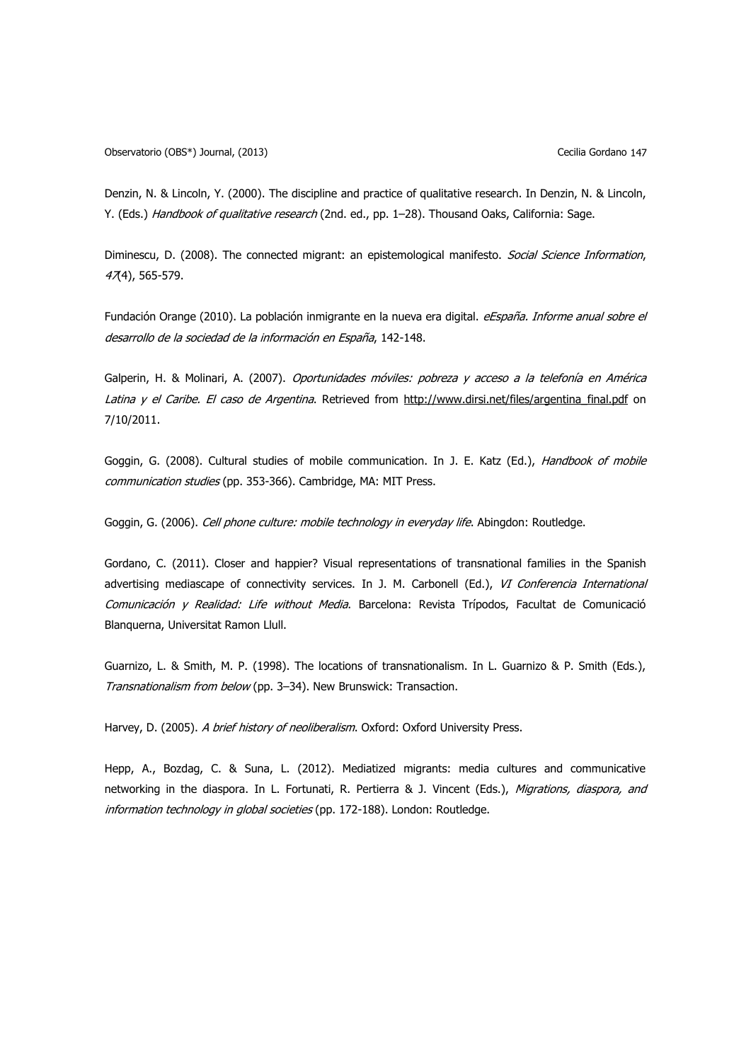Denzin, N. & Lincoln, Y. (2000). The discipline and practice of qualitative research. In Denzin, N. & Lincoln, Y. (Eds.) *Handbook of qualitative research* (2nd. ed., pp. 1–28). Thousand Oaks, California: Sage.

Diminescu, D. (2008). The connected migrant: an epistemological manifesto. *Social Science Information*, *47*(4), 565-579.

Fundación Orange (2010). La población inmigrante en la nueva era digital. *eEspaña. Informe anual sobre el desarrollo de la sociedad de la información en España*, 142-148.

Galperin, H. & Molinari, A. (2007). *Oportunidades móviles: pobreza y acceso a la telefonía en América Latina y el Caribe. El caso de Argentina*. Retrieved from http://www.dirsi.net/files/argentina_final.pdf on 7/10/2011.

Goggin, G. (2008). Cultural studies of mobile communication. In J. E. Katz (Ed.), *Handbook of mobile communication studies* (pp. 353-366). Cambridge, MA: MIT Press.

Goggin, G. (2006). *Cell phone culture: mobile technology in everyday life*. Abingdon: Routledge.

Gordano, C. (2011). Closer and happier? Visual representations of transnational families in the Spanish advertising mediascape of connectivity services. In J. M. Carbonell (Ed.), *VI Conferencia International Comunicación y Realidad: Life without Media*. Barcelona: Revista Trípodos, Facultat de Comunicació Blanquerna, Universitat Ramon Llull.

Guarnizo, L. & Smith, M. P. (1998). The locations of transnationalism. In L. Guarnizo & P. Smith (Eds.), *Transnationalism from below* (pp. 3–34). New Brunswick: Transaction.

Harvey, D. (2005). *A brief history of neoliberalism*. Oxford: Oxford University Press.

Hepp, A., Bozdag, C. & Suna, L. (2012). Mediatized migrants: media cultures and communicative networking in the diaspora. In L. Fortunati, R. Pertierra & J. Vincent (Eds.), *Migrations, diaspora, and information technology in global societies* (pp. 172-188). London: Routledge.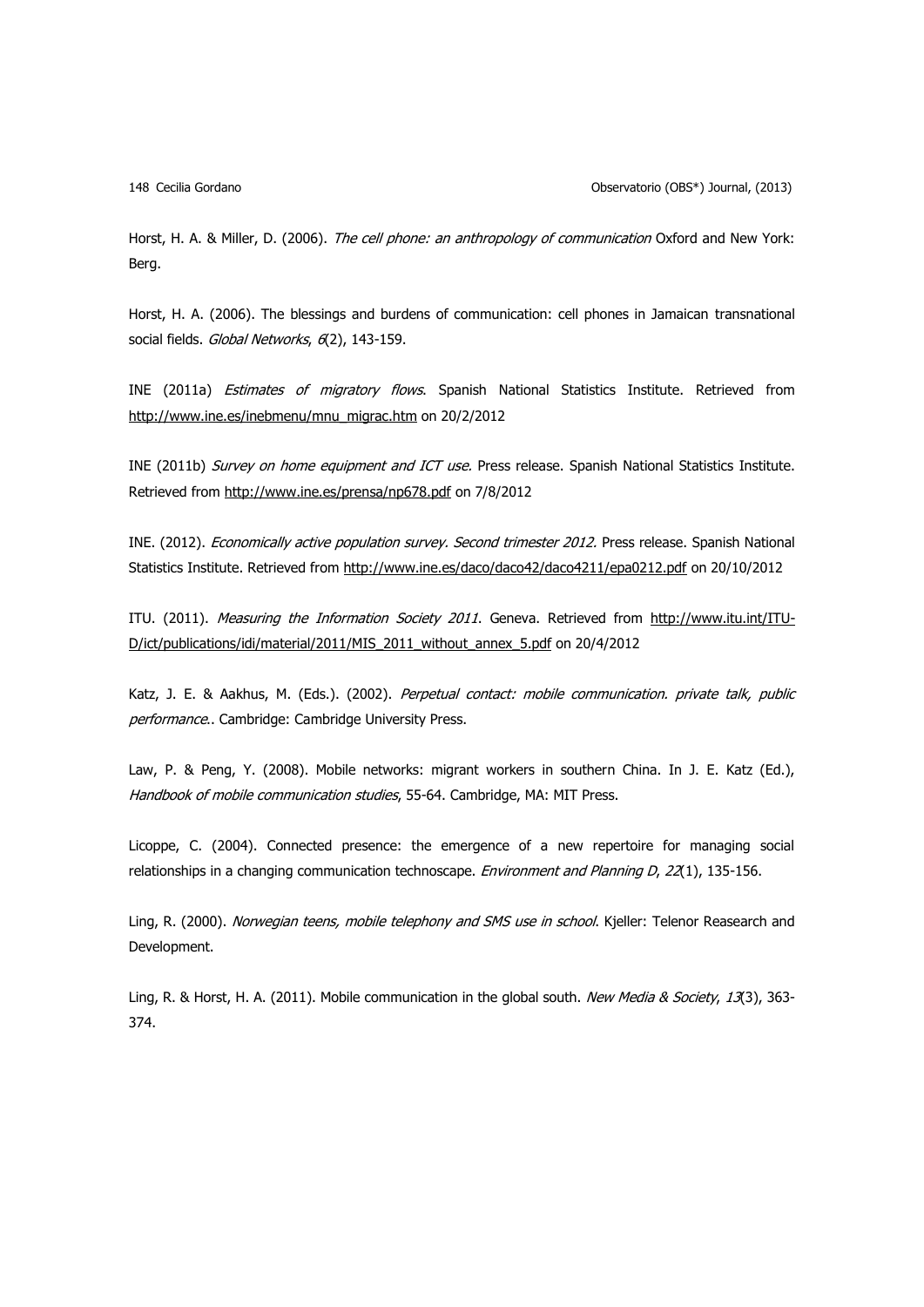Horst, H. A. & Miller, D. (2006). *The cell phone: an anthropology of communication* Oxford and New York: Berg.

Horst, H. A. (2006). The blessings and burdens of communication: cell phones in Jamaican transnational social fields. *Global Networks*, *6*(2), 143-159.

INE (2011a) *Estimates of migratory flows*. Spanish National Statistics Institute. Retrieved from http://www.ine.es/inebmenu/mnu_migrac.htm on 20/2/2012

INE (2011b) *Survey on home equipment and ICT use*. Press release. Spanish National Statistics Institute. Retrieved from http://www.ine.es/prensa/np678.pdf on 7/8/2012

INE. (2012). *Economically active population survey. Second trimester 2012*. Press release. Spanish National Statistics Institute. Retrieved from http://www.ine.es/daco/daco42/daco4211/epa0212.pdf on 20/10/2012

ITU. (2011). *Measuring the Information Society 2011*. Geneva. Retrieved from http://www.itu.int/ITU-D/ict/publications/idi/material/2011/MIS_2011_without_annex_5.pdf on 20/4/2012

Katz, J. E. & Aakhus, M. (Eds.). (2002). *Perpetual contact: mobile communication. private talk, public performance.*. Cambridge: Cambridge University Press.

Law, P. & Peng, Y. (2008). Mobile networks: migrant workers in southern China. In J. E. Katz (Ed.), *Handbook of mobile communication studies*, 55-64. Cambridge, MA: MIT Press.

Licoppe, C. (2004). Connected presence: the emergence of a new repertoire for managing social relationships in a changing communication technoscape. *Environment and Planning D*, *22*(1), 135-156.

Ling, R. (2000). *Norwegian teens, mobile telephony and SMS use in school*. Kjeller: Telenor Reasearch and Development.

Ling, R. & Horst, H. A. (2011). Mobile communication in the global south. *New Media & Society*, *13*(3), 363-374.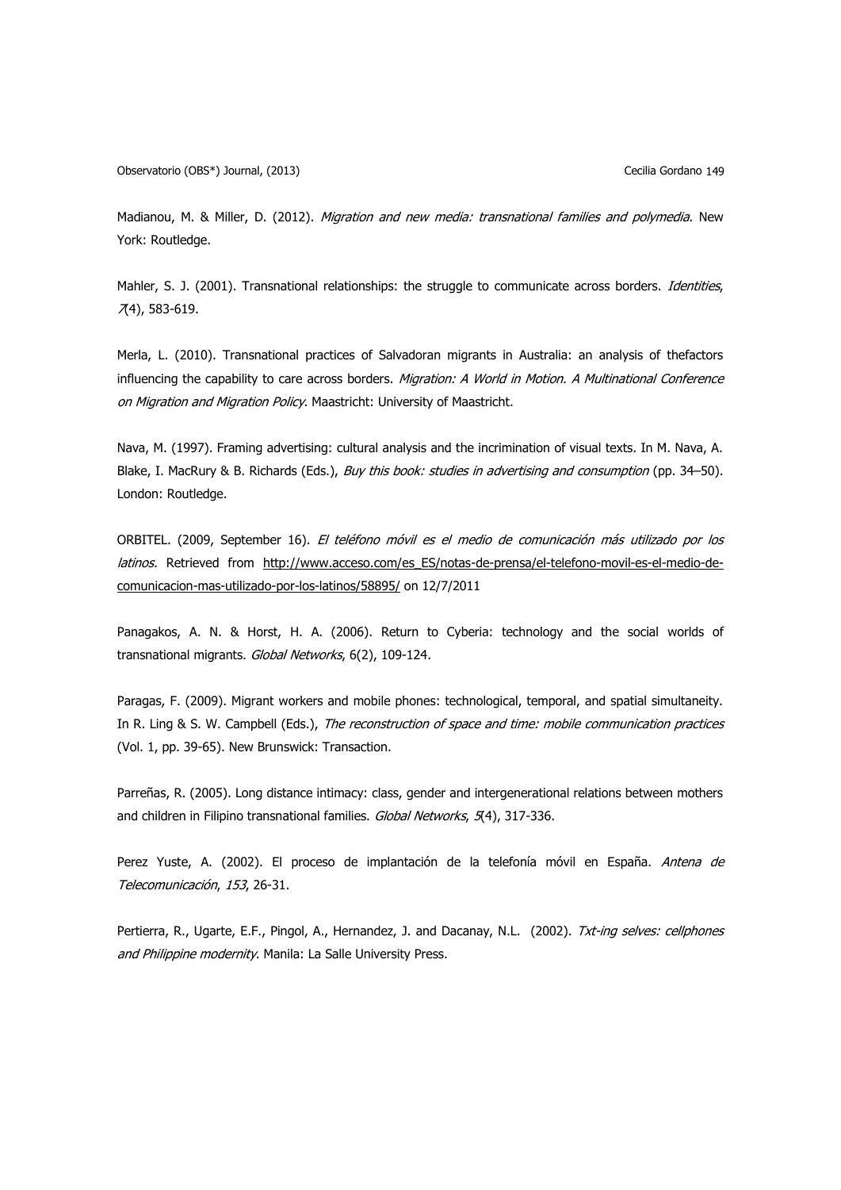Madianou, M. & Miller, D. (2012). *Migration and new media: transnational families and polymedia*. New York: Routledge.

Mahler, S. J. (2001). Transnational relationships: the struggle to communicate across borders. *Identities*, *7*(4), 583-619.

Merla, L. (2010). Transnational practices of Salvadoran migrants in Australia: an analysis of thefactors influencing the capability to care across borders. *Migration: A World in Motion. A Multinational Conference on Migration and Migration Policy*. Maastricht: University of Maastricht.

Nava, M. (1997). Framing advertising: cultural analysis and the incrimination of visual texts. In M. Nava, A. Blake, I. MacRury & B. Richards (Eds.), *Buy this book: studies in advertising and consumption* (pp. 34–50). London: Routledge.

ORBITEL. (2009, September 16). *El teléfono móvil es el medio de comunicación más utilizado por los latinos.* Retrieved from http://www.acceso.com/es_ES/notas-de-prensa/el-telefono-movil-es-el-medio-de-comunicacion-mas-utilizado-por-los-latinos/58895/ on 12/7/2011

Panagakos, A. N. & Horst, H. A. (2006). Return to Cyberia: technology and the social worlds of transnational migrants. *Global Networks*, 6(2), 109-124.

Paragas, F. (2009). Migrant workers and mobile phones: technological, temporal, and spatial simultaneity. In R. Ling & S. W. Campbell (Eds.), *The reconstruction of space and time: mobile communication practices* (Vol. 1, pp. 39-65). New Brunswick: Transaction.

Parreñas, R. (2005). Long distance intimacy: class, gender and intergenerational relations between mothers and children in Filipino transnational families. *Global Networks*, *5*(4), 317-336.

Perez Yuste, A. (2002). El proceso de implantación de la telefonía móvil en España. *Antena de Telecomunicación*, *153*, 26-31.

Pertierra, R., Ugarte, E.F., Pingol, A., Hernandez, J. and Dacanay, N.L. (2002). *Txt-ing selves: cellphones and Philippine modernity*. Manila: La Salle University Press.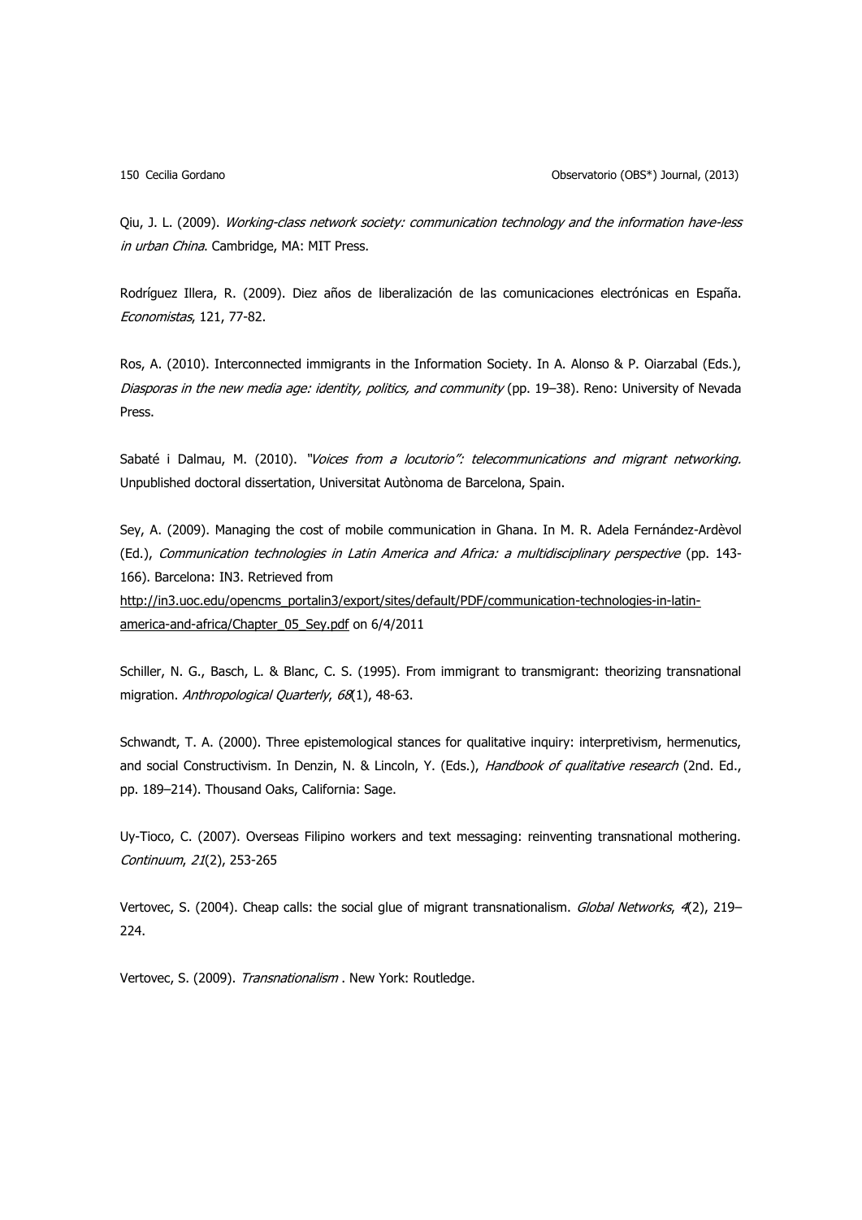Qiu, J. L. (2009). *Working-class network society: communication technology and the information have-less in urban China*. Cambridge, MA: MIT Press.

Rodríguez Illera, R. (2009). Diez años de liberalización de las comunicaciones electrónicas en España. *Economistas*, 121, 77-82.

Ros, A. (2010). Interconnected immigrants in the Information Society. In A. Alonso & P. Oiarzabal (Eds.), *Diasporas in the new media age: identity, politics, and community* (pp. 19–38). Reno: University of Nevada Press.

Sabaté i Dalmau, M. (2010). *"Voices from a locutorio": telecommunications and migrant networking.* Unpublished doctoral dissertation, Universitat Autònoma de Barcelona, Spain.

Sey, A. (2009). Managing the cost of mobile communication in Ghana. In M. R. Adela Fernández-Ardèvol (Ed.), *Communication technologies in Latin America and Africa: a multidisciplinary perspective* (pp. 143-166). Barcelona: IN3. Retrieved from http://in3.uoc.edu/opencms_portalin3/export/sites/default/PDF/communication-technologies-in-latin-america-and-africa/Chapter_05_Sey.pdf on 6/4/2011

Schiller, N. G., Basch, L. & Blanc, C. S. (1995). From immigrant to transmigrant: theorizing transnational migration. *Anthropological Quarterly*, *68*(1), 48-63.

Schwandt, T. A. (2000). Three epistemological stances for qualitative inquiry: interpretivism, hermenutics, and social Constructivism. In Denzin, N. & Lincoln, Y. (Eds.), *Handbook of qualitative research* (2nd. Ed., pp. 189–214). Thousand Oaks, California: Sage.

Uy-Tioco, C. (2007). Overseas Filipino workers and text messaging: reinventing transnational mothering. *Continuum*, *21*(2), 253-265

Vertovec, S. (2004). Cheap calls: the social glue of migrant transnationalism. *Global Networks*, *4*(2), 219–224.

Vertovec, S. (2009). *Transnationalism* . New York: Routledge.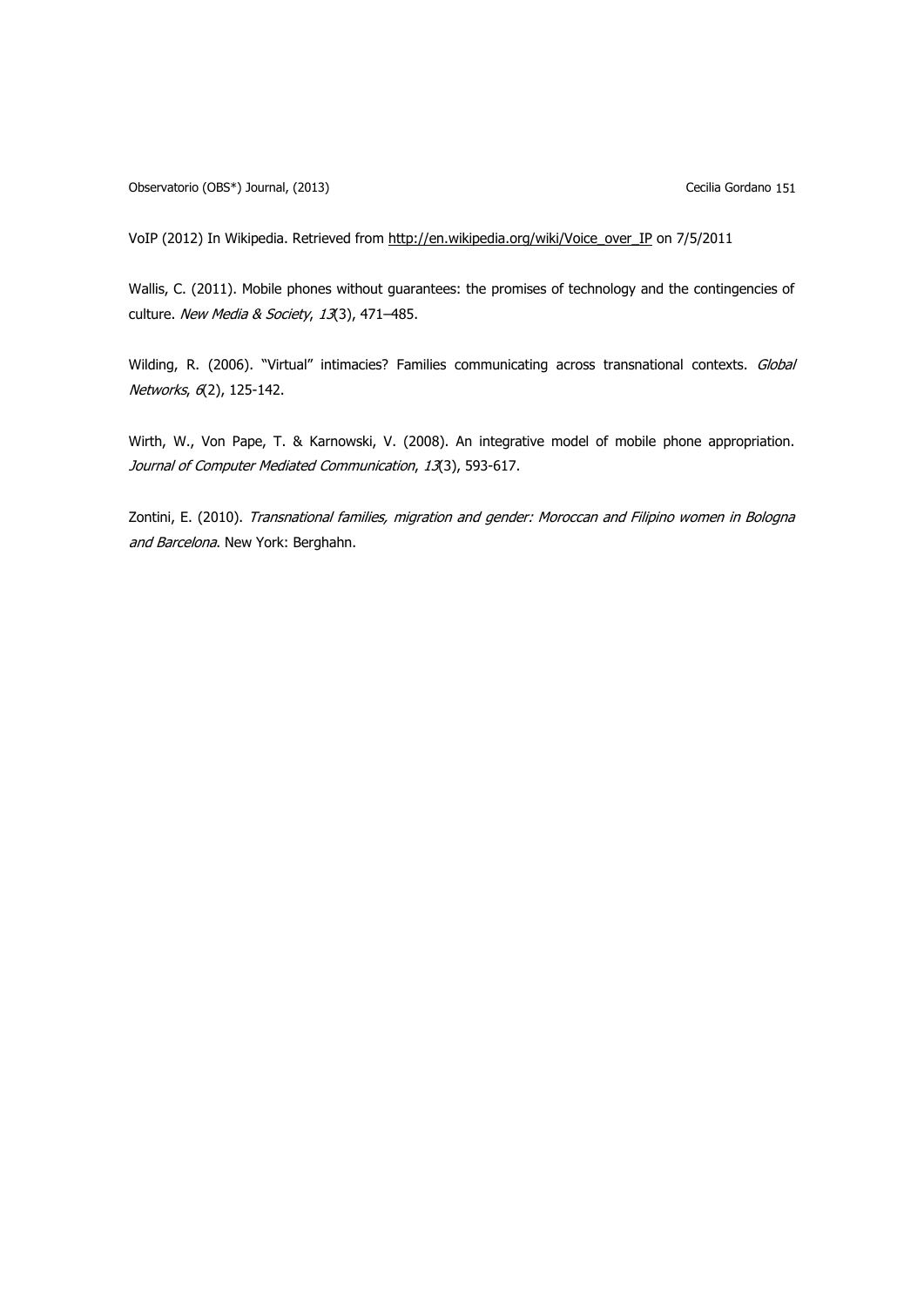VoIP (2012) In Wikipedia. Retrieved from http://en.wikipedia.org/wiki/Voice_over_IP on 7/5/2011

Wallis, C. (2011). Mobile phones without guarantees: the promises of technology and the contingencies of culture. *New Media & Society*, *13*(3), 471–485.

Wilding, R. (2006). "Virtual" intimacies? Families communicating across transnational contexts. *Global Networks*, *6*(2), 125-142.

Wirth, W., Von Pape, T. & Karnowski, V. (2008). An integrative model of mobile phone appropriation. *Journal of Computer Mediated Communication*, *13*(3), 593-617.

Zontini, E. (2010). *Transnational families, migration and gender: Moroccan and Filipino women in Bologna and Barcelona*. New York: Berghahn.